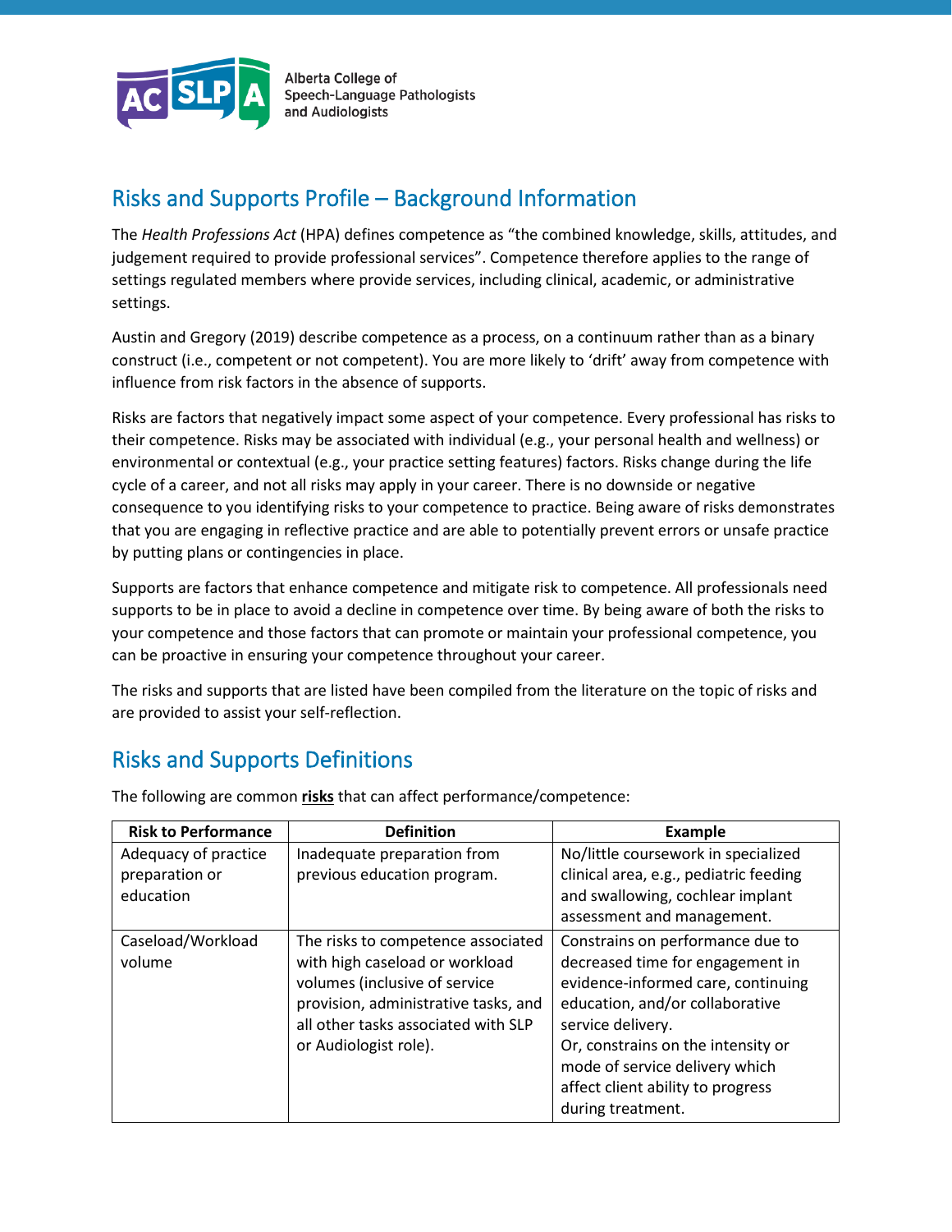Alberta College of Speech-Language Pathologists and Audiologists

## Risks and Supports Profile – Background Information

The *Health Professions Act* (HPA) defines competence as "the combined knowledge, skills, attitudes, and judgement required to provide professional services". Competence therefore applies to the range of settings regulated members where provide services, including clinical, academic, or administrative settings.

Austin and Gregory (2019) describe competence as a process, on a continuum rather than as a binary construct (i.e., competent or not competent). You are more likely to 'drift' away from competence with influence from risk factors in the absence of supports.

Risks are factors that negatively impact some aspect of your competence. Every professional has risks to their competence. Risks may be associated with individual (e.g., your personal health and wellness) or environmental or contextual (e.g., your practice setting features) factors. Risks change during the life cycle of a career, and not all risks may apply in your career. There is no downside or negative consequence to you identifying risks to your competence to practice. Being aware of risks demonstrates that you are engaging in reflective practice and are able to potentially prevent errors or unsafe practice by putting plans or contingencies in place.

Supports are factors that enhance competence and mitigate risk to competence. All professionals need supports to be in place to avoid a decline in competence over time. By being aware of both the risks to your competence and those factors that can promote or maintain your professional competence, you can be proactive in ensuring your competence throughout your career.

The risks and supports that are listed have been compiled from the literature on the topic of risks and are provided to assist your self-reflection.

## Risks and Supports Definitions

The following are common **risks** that can affect performance/competence:

| Risk to Performance | Definition | Example |
|---|---|---|
| Adequacy of practice preparation or education | Inadequate preparation from previous education program. | No/little coursework in specialized clinical area, e.g., pediatric feeding and swallowing, cochlear implant assessment and management. |
| Caseload/Workload volume | The risks to competence associated with high caseload or workload volumes (inclusive of service provision, administrative tasks, and all other tasks associated with SLP or Audiologist role). | Constrains on performance due to decreased time for engagement in evidence-informed care, continuing education, and/or collaborative service delivery.<br>Or, constrains on the intensity or mode of service delivery which affect client ability to progress during treatment. |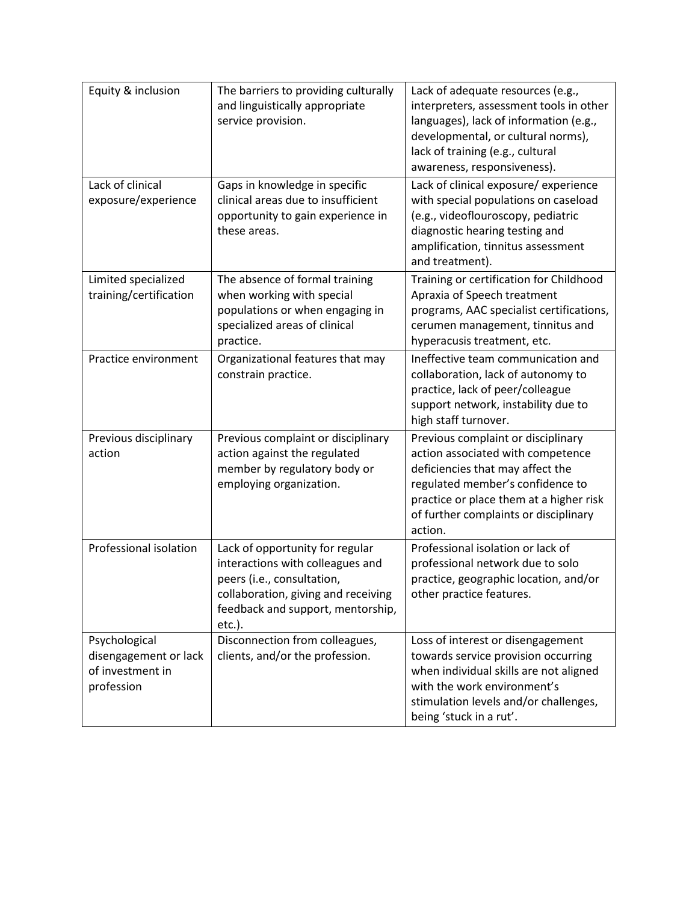| Equity & inclusion | The barriers to providing culturally and linguistically appropriate service provision. | Lack of adequate resources (e.g., interpreters, assessment tools in other languages), lack of information (e.g., developmental, or cultural norms), lack of training (e.g., cultural awareness, responsiveness). |
|---|---|---|
| Lack of clinical exposure/experience | Gaps in knowledge in specific clinical areas due to insufficient opportunity to gain experience in these areas. | Lack of clinical exposure/ experience with special populations on caseload (e.g., videoflouroscopy, pediatric diagnostic hearing testing and amplification, tinnitus assessment and treatment). |
| Limited specialized training/certification | The absence of formal training when working with special populations or when engaging in specialized areas of clinical practice. | Training or certification for Childhood Apraxia of Speech treatment programs, AAC specialist certifications, cerumen management, tinnitus and hyperacusis treatment, etc. |
| Practice environment | Organizational features that may constrain practice. | Ineffective team communication and collaboration, lack of autonomy to practice, lack of peer/colleague support network, instability due to high staff turnover. |
| Previous disciplinary action | Previous complaint or disciplinary action against the regulated member by regulatory body or employing organization. | Previous complaint or disciplinary action associated with competence deficiencies that may affect the regulated member's confidence to practice or place them at a higher risk of further complaints or disciplinary action. |
| Professional isolation | Lack of opportunity for regular interactions with colleagues and peers (i.e., consultation, collaboration, giving and receiving feedback and support, mentorship, etc.). | Professional isolation or lack of professional network due to solo practice, geographic location, and/or other practice features. |
| Psychological disengagement or lack of investment in profession | Disconnection from colleagues, clients, and/or the profession. | Loss of interest or disengagement towards service provision occurring when individual skills are not aligned with the work environment's stimulation levels and/or challenges, being 'stuck in a rut'. |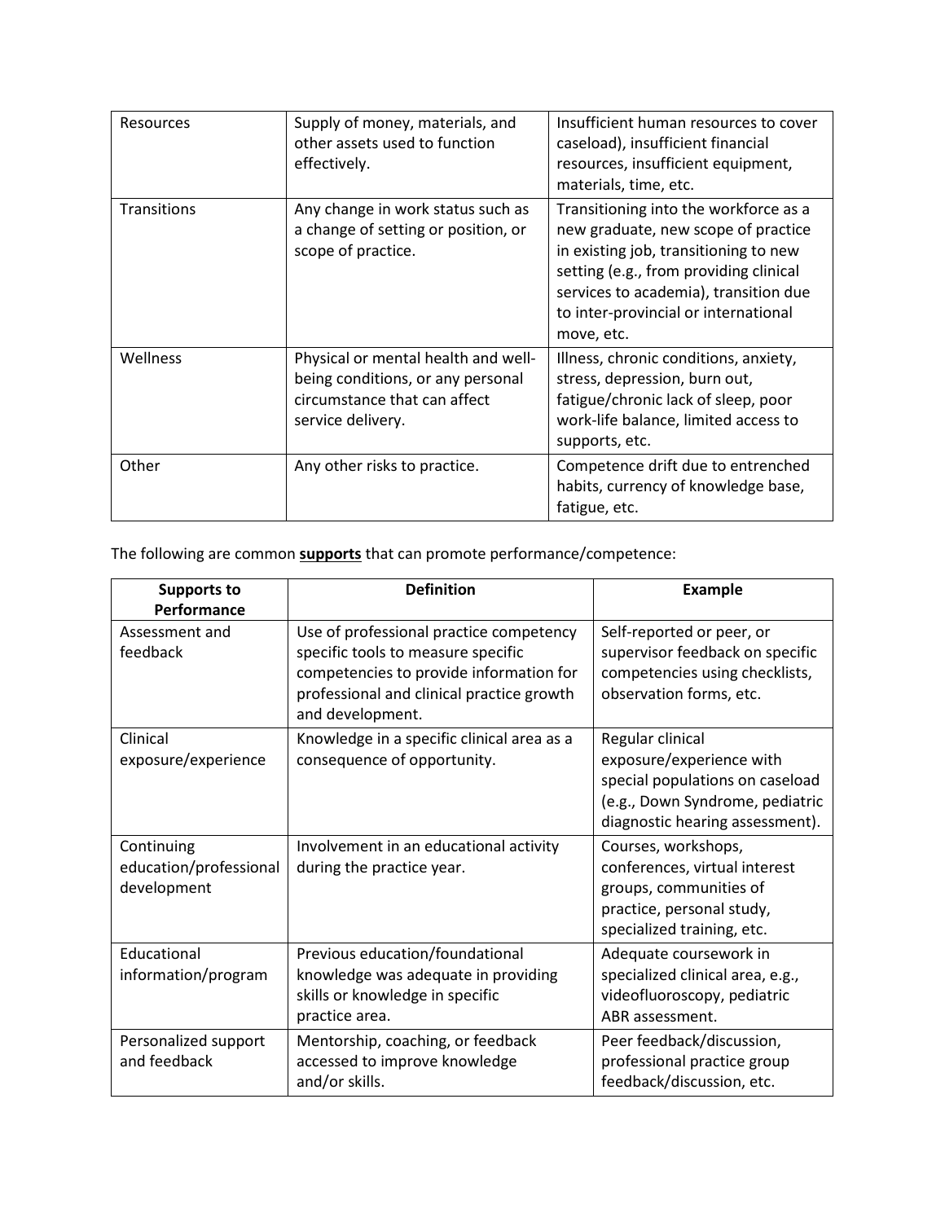| | | |
|---|---|---|
| Resources | Supply of money, materials, and other assets used to function effectively. | Insufficient human resources to cover caseload), insufficient financial resources, insufficient equipment, materials, time, etc. |
| Transitions | Any change in work status such as a change of setting or position, or scope of practice. | Transitioning into the workforce as a new graduate, new scope of practice in existing job, transitioning to new setting (e.g., from providing clinical services to academia), transition due to inter-provincial or international move, etc. |
| Wellness | Physical or mental health and well-being conditions, or any personal circumstance that can affect service delivery. | Illness, chronic conditions, anxiety, stress, depression, burn out, fatigue/chronic lack of sleep, poor work-life balance, limited access to supports, etc. |
| Other | Any other risks to practice. | Competence drift due to entrenched habits, currency of knowledge base, fatigue, etc. |

The following are common **supports** that can promote performance/competence:

| Supports to Performance | Definition | Example |
|---|---|---|
| Assessment and feedback | Use of professional practice competency specific tools to measure specific competencies to provide information for professional and clinical practice growth and development. | Self-reported or peer, or supervisor feedback on specific competencies using checklists, observation forms, etc. |
| Clinical exposure/experience | Knowledge in a specific clinical area as a consequence of opportunity. | Regular clinical exposure/experience with special populations on caseload (e.g., Down Syndrome, pediatric diagnostic hearing assessment). |
| Continuing education/professional development | Involvement in an educational activity during the practice year. | Courses, workshops, conferences, virtual interest groups, communities of practice, personal study, specialized training, etc. |
| Educational information/program | Previous education/foundational knowledge was adequate in providing skills or knowledge in specific practice area. | Adequate coursework in specialized clinical area, e.g., videofluoroscopy, pediatric ABR assessment. |
| Personalized support and feedback | Mentorship, coaching, or feedback accessed to improve knowledge and/or skills. | Peer feedback/discussion, professional practice group feedback/discussion, etc. |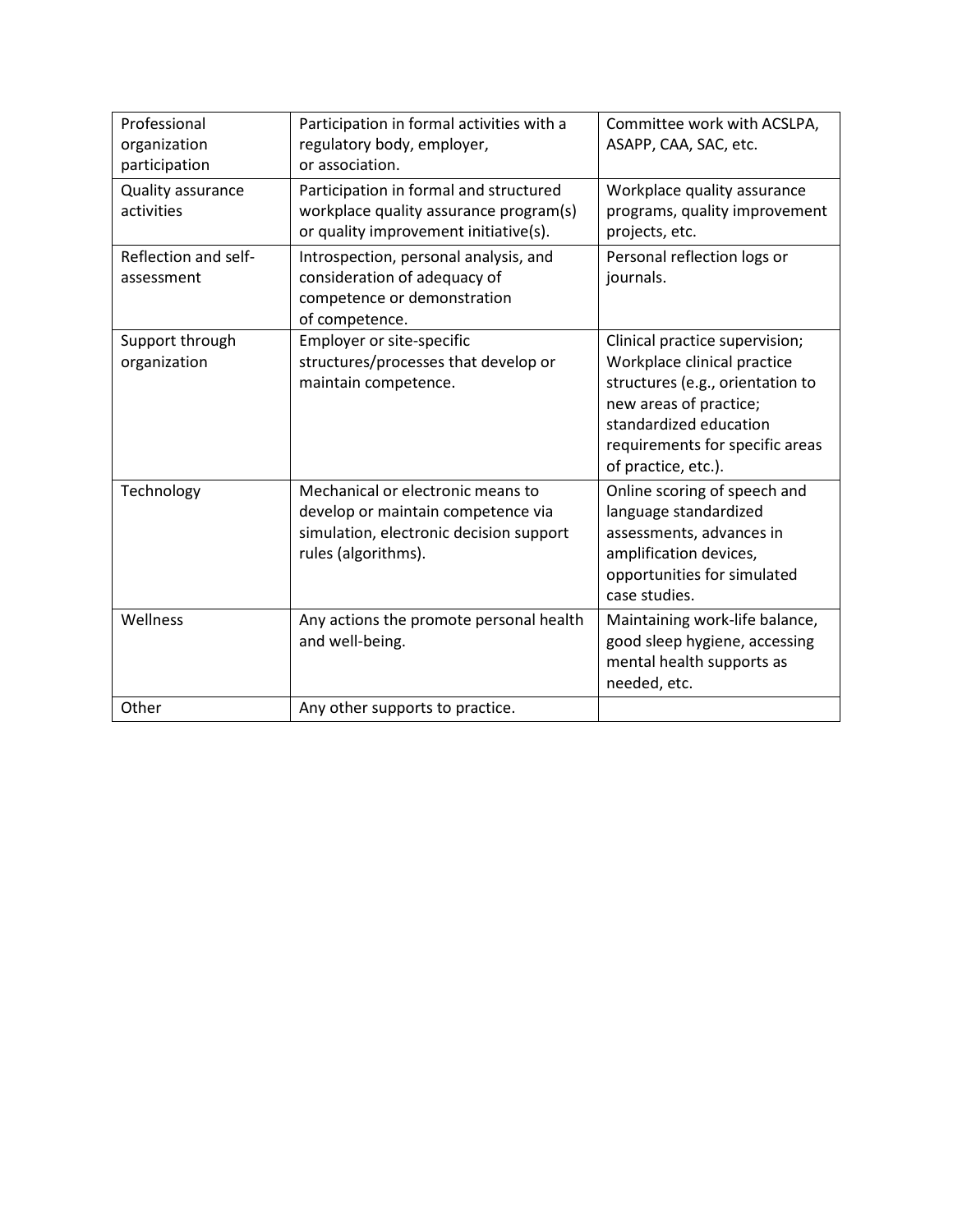| Professional organization participation | Participation in formal activities with a regulatory body, employer, or association. | Committee work with ACSLPA, ASAPP, CAA, SAC, etc. |
|---|---|---|
| Quality assurance activities | Participation in formal and structured workplace quality assurance program(s) or quality improvement initiative(s). | Workplace quality assurance programs, quality improvement projects, etc. |
| Reflection and self-assessment | Introspection, personal analysis, and consideration of adequacy of competence or demonstration of competence. | Personal reflection logs or journals. |
| Support through organization | Employer or site-specific structures/processes that develop or maintain competence. | Clinical practice supervision; Workplace clinical practice structures (e.g., orientation to new areas of practice; standardized education requirements for specific areas of practice, etc.). |
| Technology | Mechanical or electronic means to develop or maintain competence via simulation, electronic decision support rules (algorithms). | Online scoring of speech and language standardized assessments, advances in amplification devices, opportunities for simulated case studies. |
| Wellness | Any actions the promote personal health and well-being. | Maintaining work-life balance, good sleep hygiene, accessing mental health supports as needed, etc. |
| Other | Any other supports to practice. | |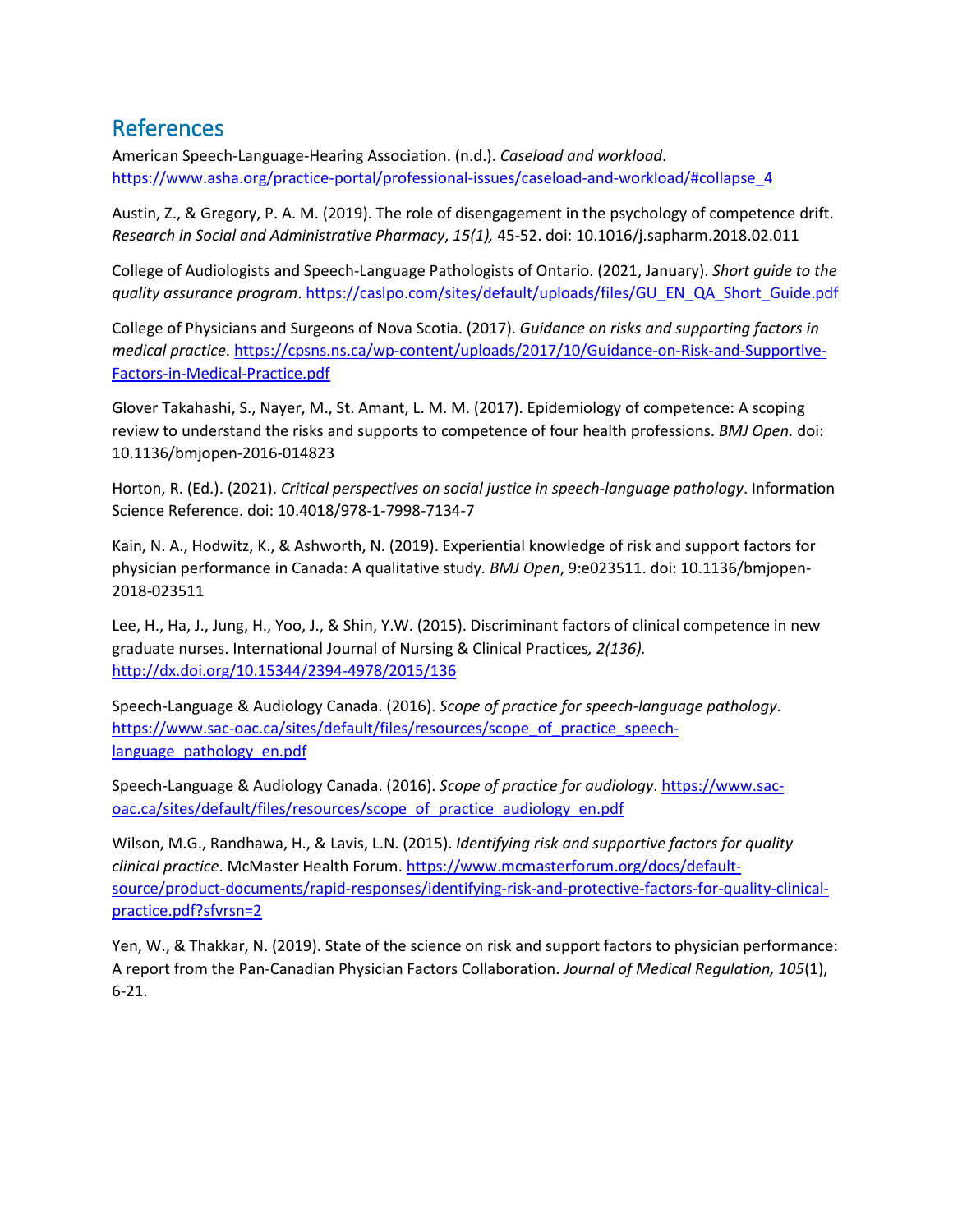## References

American Speech-Language-Hearing Association. (n.d.). *Caseload and workload*. https://www.asha.org/practice-portal/professional-issues/caseload-and-workload/#collapse_4

Austin, Z., & Gregory, P. A. M. (2019). The role of disengagement in the psychology of competence drift. *Research in Social and Administrative Pharmacy*, *15(1),* 45-52. doi: 10.1016/j.sapharm.2018.02.011

College of Audiologists and Speech-Language Pathologists of Ontario. (2021, January). *Short guide to the quality assurance program*. https://caslpo.com/sites/default/uploads/files/GU_EN_QA_Short_Guide.pdf

College of Physicians and Surgeons of Nova Scotia. (2017). *Guidance on risks and supporting factors in medical practice*. https://cpsns.ns.ca/wp-content/uploads/2017/10/Guidance-on-Risk-and-Supportive-Factors-in-Medical-Practice.pdf

Glover Takahashi, S., Nayer, M., St. Amant, L. M. M. (2017). Epidemiology of competence: A scoping review to understand the risks and supports to competence of four health professions. *BMJ Open.* doi: 10.1136/bmjopen-2016-014823

Horton, R. (Ed.). (2021). *Critical perspectives on social justice in speech-language pathology*. Information Science Reference. doi: 10.4018/978-1-7998-7134-7

Kain, N. A., Hodwitz, K., & Ashworth, N. (2019). Experiential knowledge of risk and support factors for physician performance in Canada: A qualitative study. *BMJ Open*, 9:e023511. doi: 10.1136/bmjopen-2018-023511

Lee, H., Ha, J., Jung, H., Yoo, J., & Shin, Y.W. (2015). Discriminant factors of clinical competence in new graduate nurses. International Journal of Nursing & Clinical Practices*, 2(136).* http://dx.doi.org/10.15344/2394-4978/2015/136

Speech-Language & Audiology Canada. (2016). *Scope of practice for speech-language pathology*. https://www.sac-oac.ca/sites/default/files/resources/scope_of_practice_speech-language_pathology_en.pdf

Speech-Language & Audiology Canada. (2016). *Scope of practice for audiology*. https://www.sac-oac.ca/sites/default/files/resources/scope_of_practice_audiology_en.pdf

Wilson, M.G., Randhawa, H., & Lavis, L.N. (2015). *Identifying risk and supportive factors for quality clinical practice*. McMaster Health Forum. https://www.mcmasterforum.org/docs/default-source/product-documents/rapid-responses/identifying-risk-and-protective-factors-for-quality-clinical-practice.pdf?sfvrsn=2

Yen, W., & Thakkar, N. (2019). State of the science on risk and support factors to physician performance: A report from the Pan-Canadian Physician Factors Collaboration. *Journal of Medical Regulation, 105*(1), 6-21.